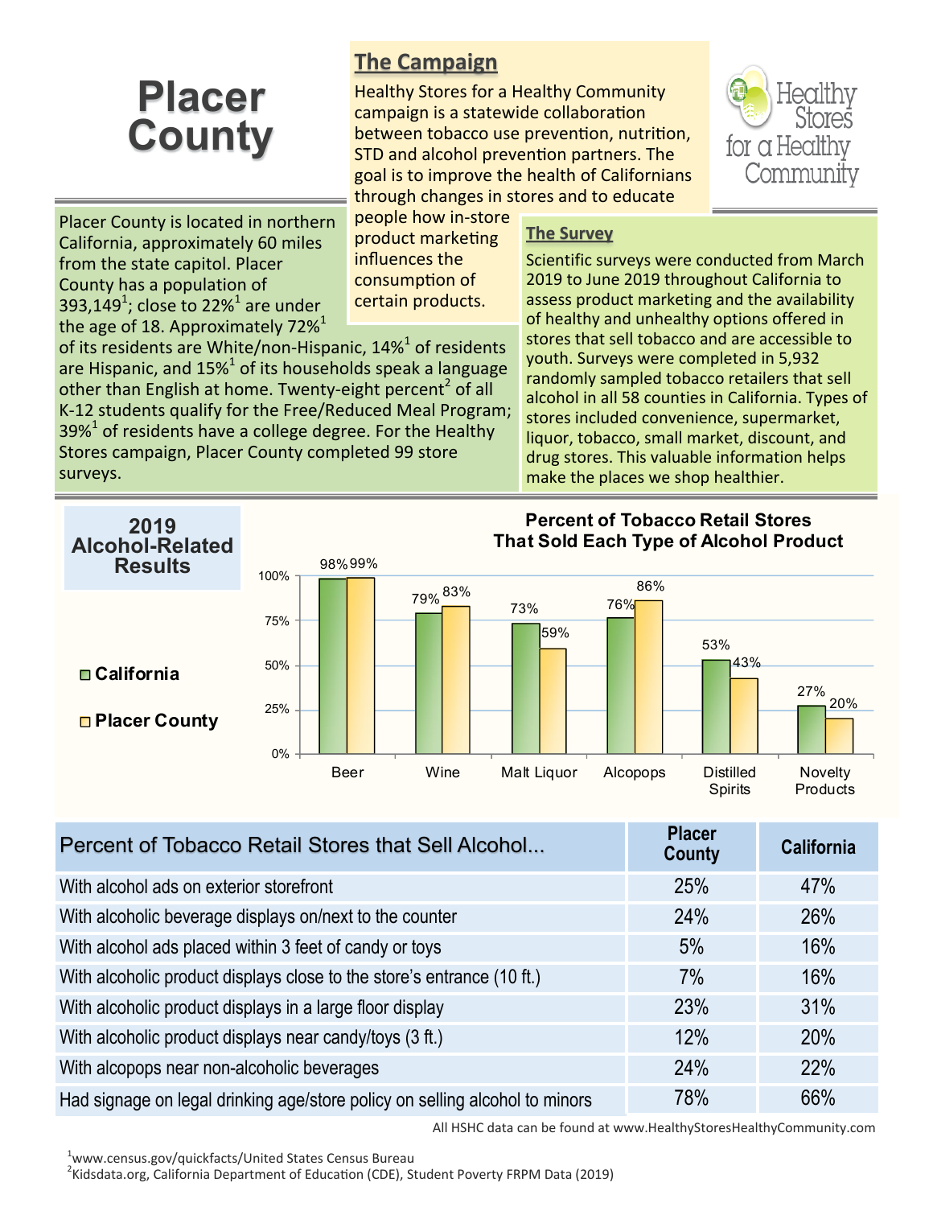# Placer County

## The Campaign

Healthy Stores for a Healthy Community campaign is a statewide collaboration between tobacco use prevention, nutrition, STD and alcohol prevention partners. The goal is to improve the health of Californians through changes in stores and to educate people how in-store product marketing influences the consumption of certain products.

Healthy Stores for a Healthy Community

Placer County is located in northern California, approximately 60 miles from the state capitol. Placer County has a population of 393,149[1]; close to 22%[1] are under the age of 18. Approximately 72%[1] of its residents are White/non-Hispanic, 14%[1] of residents are Hispanic, and 15%[1] of its households speak a language other than English at home. Twenty-eight percent[2] of all K-12 students qualify for the Free/Reduced Meal Program; 39%[1] of residents have a college degree. For the Healthy Stores campaign, Placer County completed 99 store surveys.

## The Survey

Scientific surveys were conducted from March 2019 to June 2019 throughout California to assess product marketing and the availability of healthy and unhealthy options offered in stores that sell tobacco and are accessible to youth. Surveys were completed in 5,932 randomly sampled tobacco retailers that sell alcohol in all 58 counties in California. Types of stores included convenience, supermarket, liquor, tobacco, small market, discount, and drug stores. This valuable information helps make the places we shop healthier.

## 2019 Alcohol-Related Results

**Percent of Tobacco Retail Stores That Sold Each Type of Alcohol Product**

| Product | California | Placer County |
|---|---|---|
| Beer | 98% | 99% |
| Wine | 79% | 83% |
| Malt Liquor | 73% | 59% |
| Alcopops | 76% | 86% |
| Distilled Spirits | 53% | 43% |
| Novelty Products | 27% | 20% |

| Percent of Tobacco Retail Stores that Sell Alcohol... | Placer County | California |
|---|---|---|
| With alcohol ads on exterior storefront | 25% | 47% |
| With alcoholic beverage displays on/next to the counter | 24% | 26% |
| With alcohol ads placed within 3 feet of candy or toys | 5% | 16% |
| With alcoholic product displays close to the store's entrance (10 ft.) | 7% | 16% |
| With alcoholic product displays in a large floor display | 23% | 31% |
| With alcoholic product displays near candy/toys (3 ft.) | 12% | 20% |
| With alcopops near non-alcoholic beverages | 24% | 22% |
| Had signage on legal drinking age/store policy on selling alcohol to minors | 78% | 66% |

All HSHC data can be found at www.HealthyStoresHealthyCommunity.com

[1] www.census.gov/quickfacts/United States Census Bureau
[2] Kidsdata.org, California Department of Education (CDE), Student Poverty FRPM Data (2019)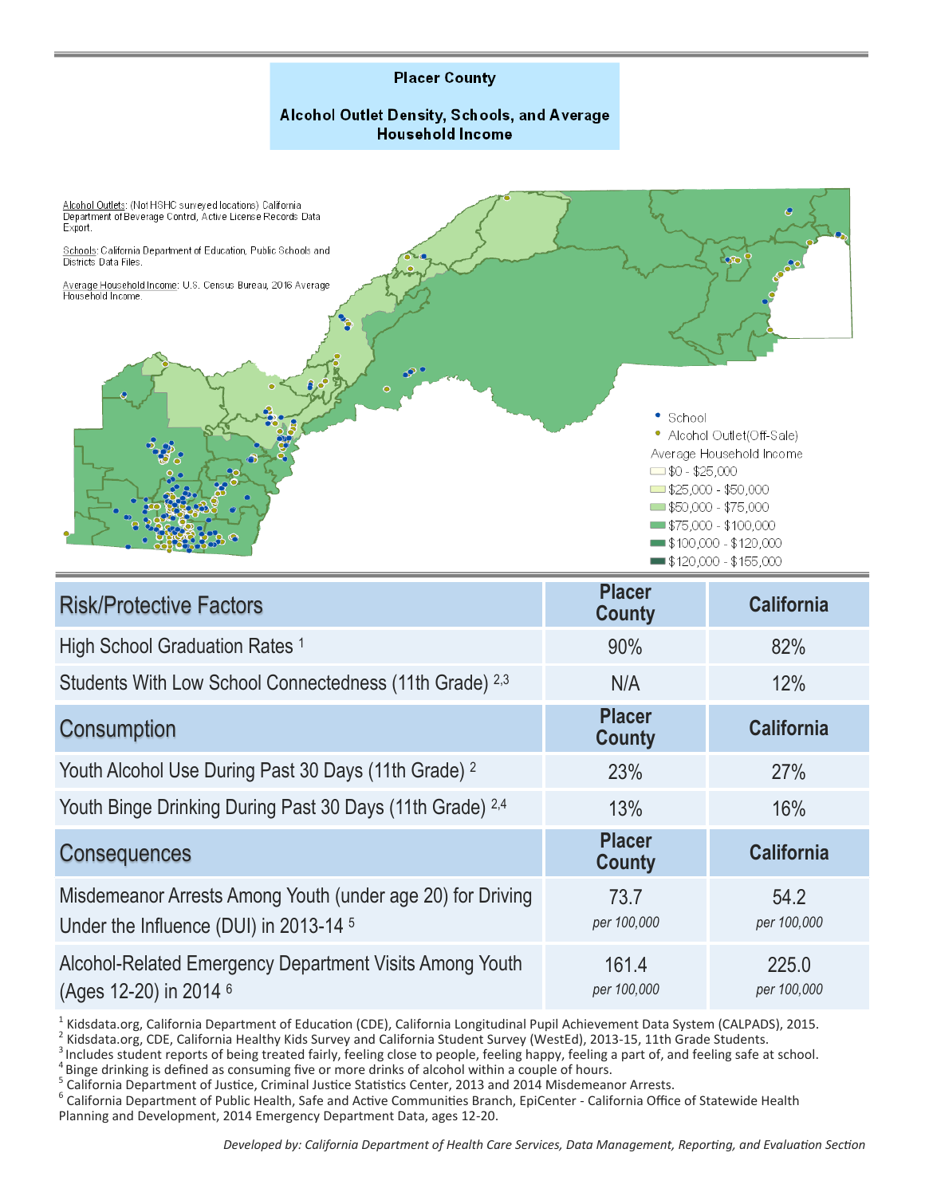**Placer County**

**Alcohol Outlet Density, Schools, and Average Household Income**

Alcohol Outlets: (Not HSHC surveyed locations) California Department of Beverage Control, Active License Records Data Export.

Schools: California Department of Education, Public Schools and Districts Data Files.

Average Household Income: U.S. Census Bureau, 2016 Average Household Income.

School
Alcohol Outlet(Off-Sale)
Average Household Income
$0 - $25,000
$25,000 - $50,000
$50,000 - $75,000
$75,000 - $100,000
$100,000 - $120,000
$120,000 - $155,000

| Risk/Protective Factors | Placer County | California |
|---|---|---|
| High School Graduation Rates [1] | 90% | 82% |
| Students With Low School Connectedness (11th Grade) [2,3] | N/A | 12% |
| **Consumption** | **Placer County** | **California** |
| Youth Alcohol Use During Past 30 Days (11th Grade) [2] | 23% | 27% |
| Youth Binge Drinking During Past 30 Days (11th Grade) [2,4] | 13% | 16% |
| **Consequences** | **Placer County** | **California** |
| Misdemeanor Arrests Among Youth (under age 20) for Driving Under the Influence (DUI) in 2013-14 [5] | 73.7 *per 100,000* | 54.2 *per 100,000* |
| Alcohol-Related Emergency Department Visits Among Youth (Ages 12-20) in 2014 [6] | 161.4 *per 100,000* | 225.0 *per 100,000* |

[1] Kidsdata.org, California Department of Education (CDE), California Longitudinal Pupil Achievement Data System (CALPADS), 2015.
[2] Kidsdata.org, CDE, California Healthy Kids Survey and California Student Survey (WestEd), 2013-15, 11th Grade Students.
[3] Includes student reports of being treated fairly, feeling close to people, feeling happy, feeling a part of, and feeling safe at school.
[4] Binge drinking is defined as consuming five or more drinks of alcohol within a couple of hours.
[5] California Department of Justice, Criminal Justice Statistics Center, 2013 and 2014 Misdemeanor Arrests.
[6] California Department of Public Health, Safe and Active Communities Branch, EpiCenter - California Office of Statewide Health Planning and Development, 2014 Emergency Department Data, ages 12-20.

*Developed by: California Department of Health Care Services, Data Management, Reporting, and Evaluation Section*